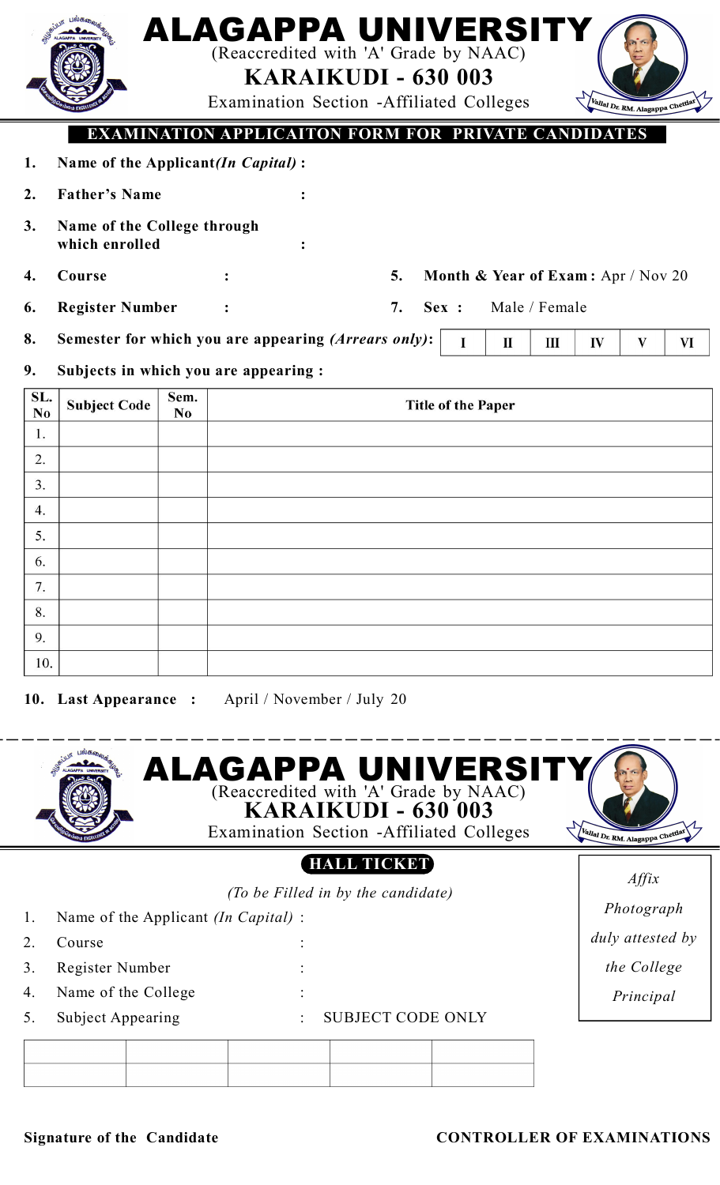# ALAGAPPA UNIVERSITY

(Reaccredited with 'A' Grade by NAAC)

## KARAIKUDI - 630 003

Examination Section -Affiliated Colleges

Vallal Dr. RM. Alagappa Chettiar

## EXAMINATION APPLICAITON FORM FOR PRIVATE CANDIDATES

1. **Name of the Applicant** ***(In Capital)*** **:**
2. **Father's Name** :
3. **Name of the College through which enrolled** :
4. **Course** :
5. **Month & Year of Exam :** Apr / Nov 20
6. **Register Number** :
7. **Sex :** Male / Female
8. **Semester for which you are appearing** ***(Arrears only)*****:**

| I | II | III | IV | V | VI |
|---|---|---|---|---|---|

9. **Subjects in which you are appearing :**

| SL. No | Subject Code | Sem. No | Title of the Paper |
|---|---|---|---|
| 1. | | | |
| 2. | | | |
| 3. | | | |
| 4. | | | |
| 5. | | | |
| 6. | | | |
| 7. | | | |
| 8. | | | |
| 9. | | | |
| 10. | | | |

10. **Last Appearance :** April / November / July 20

---

# ALAGAPPA UNIVERSITY

(Reaccredited with 'A' Grade by NAAC)

## KARAIKUDI - 630 003

Examination Section -Affiliated Colleges

Vallal Dr. RM. Alagappa Chettiar

## HALL TICKET

*(To be Filled in by the candidate)*

*Affix Photograph duly attested by the College Principal*

1. Name of the Applicant *(In Capital)* :
2. Course :
3. Register Number :
4. Name of the College :
5. Subject Appearing : SUBJECT CODE ONLY

| | | | | |
|---|---|---|---|---|
| | | | | |

**Signature of the Candidate**

**CONTROLLER OF EXAMINATIONS**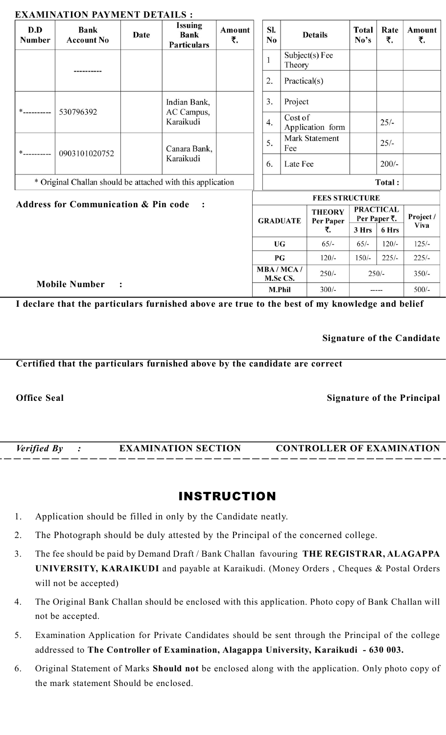**EXAMINATION PAYMENT DETAILS :**

| D.D Number | Bank Account No | Date | Issuing Bank Particulars | Amount ₹. |
|---|---|---|---|---|
| | ---------- | | | |
| *---------- | 530796392 | | Indian Bank, AC Campus, Karaikudi | |
| *---------- | 0903101020752 | | Canara Bank, Karaikudi | |
| * Original Challan should be attached with this application | | | | |

| Sl. No | Details | Total No's | Rate ₹. | Amount ₹. |
|---|---|---|---|---|
| 1 | Subject(s) Fee Theory | | | |
| 2. | Practical(s) | | | |
| 3. | Project | | | |
| 4. | Cost of Application form | | 25/- | |
| 5. | Mark Statement Fee | | 25/- | |
| 6. | Late Fee | | 200/- | |
| | Total : | | | |

**Address for Communication & Pin code :**

**Mobile Number :**

**FEES STRUCTURE**

| GRADUATE | THEORY Per Paper ₹. | PRACTICAL Per Paper ₹. | | Project / Viva |
|---|---|---|---|---|
| | | 3 Hrs | 6 Hrs | |
| UG | 65/- | 65/- | 120/- | 125/- |
| PG | 120/- | 150/- | 225/- | 225/- |
| MBA / MCA / M.Sc CS. | 250/- | 250/- | | 350/- |
| M.Phil | 300/- | ----- | | 500/- |

**I declare that the particulars furnished above are true to the best of my knowledge and belief**

**Signature of the Candidate**

**Certified that the particulars furnished above by the candidate are correct**

**Office Seal** **Signature of the Principal**

***Verified By :*** **EXAMINATION SECTION** **CONTROLLER OF EXAMINATION**

## INSTRUCTION

1. Application should be filled in only by the Candidate neatly.
2. The Photograph should be duly attested by the Principal of the concerned college.
3. The fee should be paid by Demand Draft / Bank Challan favouring **THE REGISTRAR, ALAGAPPA UNIVERSITY, KARAIKUDI** and payable at Karaikudi. (Money Orders , Cheques & Postal Orders will not be accepted)
4. The Original Bank Challan should be enclosed with this application. Photo copy of Bank Challan will not be accepted.
5. Examination Application for Private Candidates should be sent through the Principal of the college addressed to **The Controller of Examination, Alagappa University, Karaikudi - 630 003.**
6. Original Statement of Marks **Should not** be enclosed along with the application. Only photo copy of the mark statement Should be enclosed.